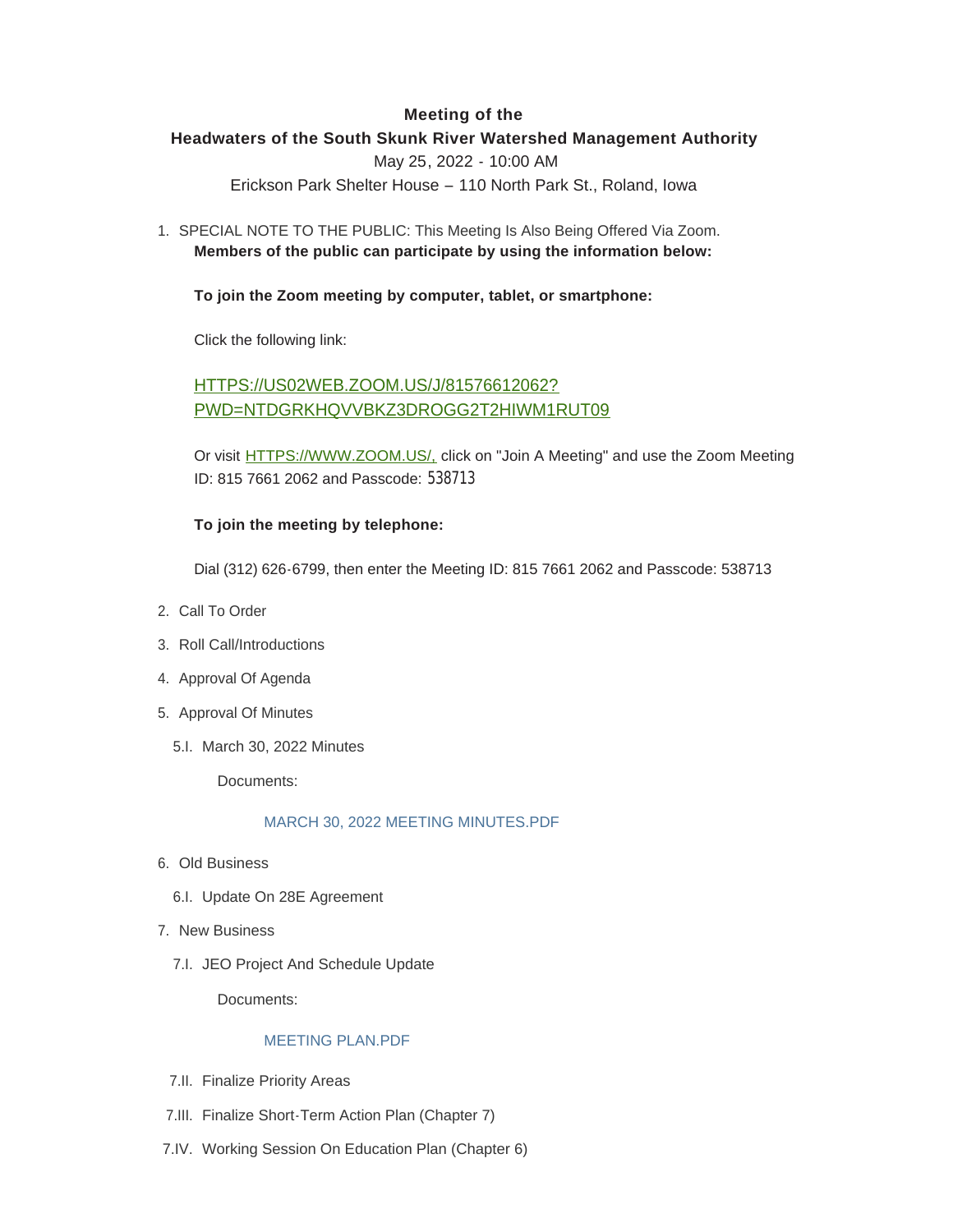**Meeting of the**

**Headwaters of the South Skunk River Watershed Management Authority**

May 25, 2022 - 10:00 AM

Erickson Park Shelter House – 110 North Park St., Roland, Iowa

1. SPECIAL NOTE TO THE PUBLIC: This Meeting Is Also Being Offered Via Zoom.

   **Members of the public can participate by using the information below:**

   **To join the Zoom meeting by computer, tablet, or smartphone:**

   Click the following link:

   HTTPS://US02WEB.ZOOM.US/J/81576612062?PWD=NTDGRKHQVVBKZ3DROGG2T2HIWM1RUT09

   Or visit HTTPS://WWW.ZOOM.US/, click on "Join A Meeting" and use the Zoom Meeting ID: 815 7661 2062 and Passcode: 538713

   **To join the meeting by telephone:**

   Dial (312) 626-6799, then enter the Meeting ID: 815 7661 2062 and Passcode: 538713

2. Call To Order
3. Roll Call/Introductions
4. Approval Of Agenda
5. Approval Of Minutes
   - 5.I. March 30, 2022 Minutes

     Documents:

     MARCH 30, 2022 MEETING MINUTES.PDF

6. Old Business
   - 6.I. Update On 28E Agreement
7. New Business
   - 7.I. JEO Project And Schedule Update

     Documents:

     MEETING PLAN.PDF

   - 7.II. Finalize Priority Areas
   - 7.III. Finalize Short-Term Action Plan (Chapter 7)
   - 7.IV. Working Session On Education Plan (Chapter 6)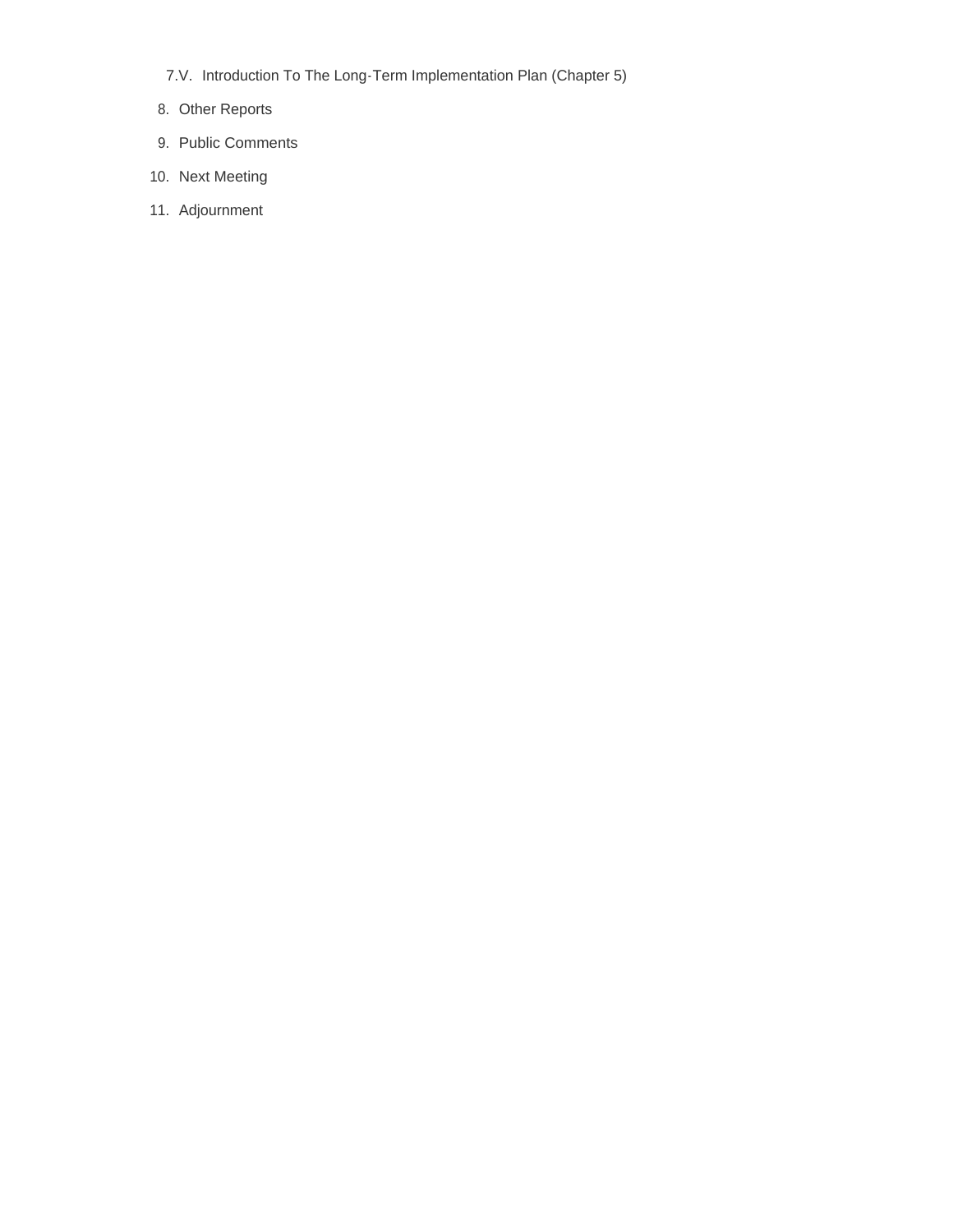7.V. Introduction To The Long-Term Implementation Plan (Chapter 5)

8. Other Reports
9. Public Comments
10. Next Meeting
11. Adjournment